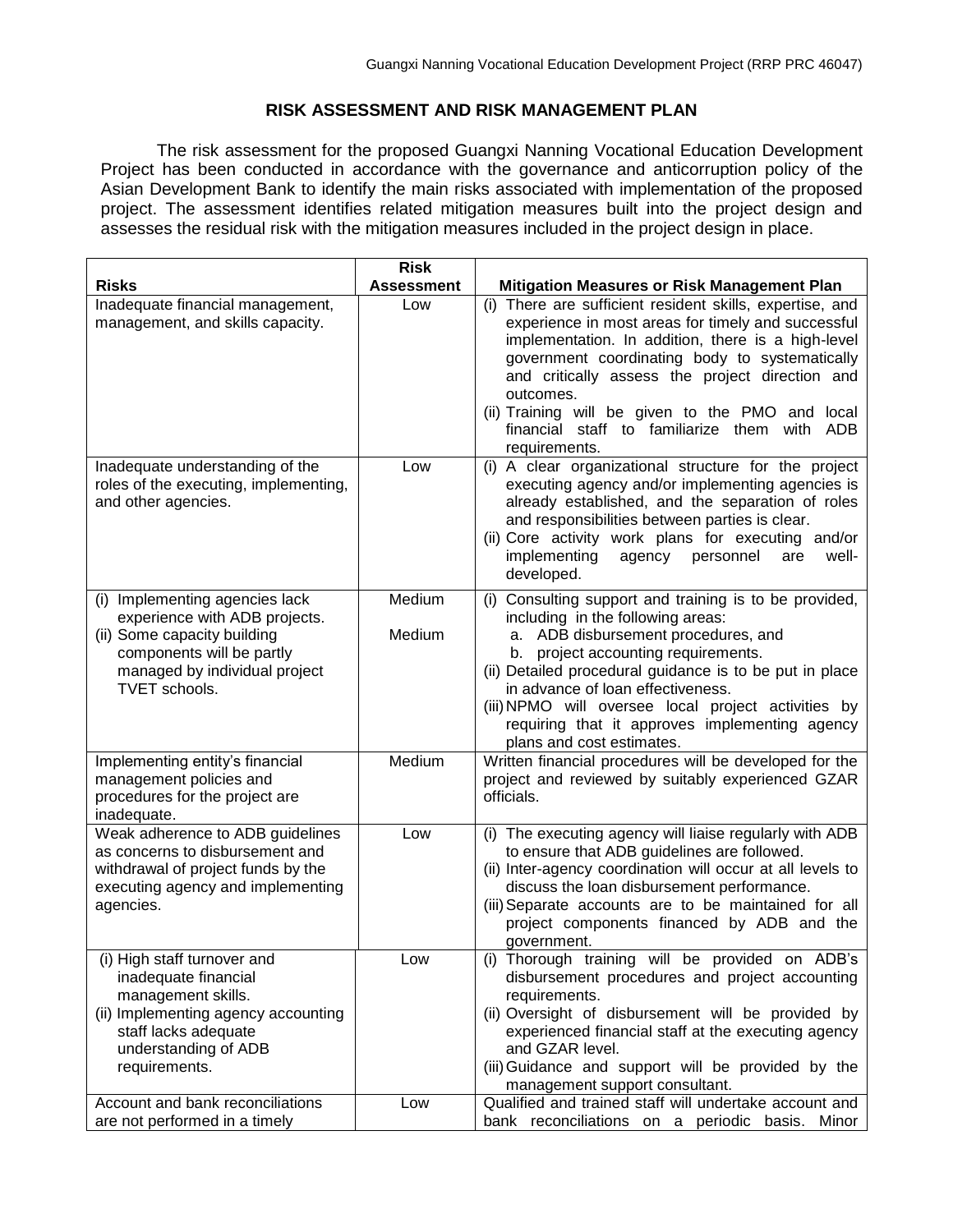## RISK ASSESSMENT AND RISK MANAGEMENT PLAN

The risk assessment for the proposed Guangxi Nanning Vocational Education Development Project has been conducted in accordance with the governance and anticorruption policy of the Asian Development Bank to identify the main risks associated with implementation of the proposed project. The assessment identifies related mitigation measures built into the project design and assesses the residual risk with the mitigation measures included in the project design in place.

| Risks | Risk Assessment | Mitigation Measures or Risk Management Plan |
|---|---|---|
| Inadequate financial management, management, and skills capacity. | Low | (i) There are sufficient resident skills, expertise, and experience in most areas for timely and successful implementation. In addition, there is a high-level government coordinating body to systematically and critically assess the project direction and outcomes.<br>(ii) Training will be given to the PMO and local financial staff to familiarize them with ADB requirements. |
| Inadequate understanding of the roles of the executing, implementing, and other agencies. | Low | (i) A clear organizational structure for the project executing agency and/or implementing agencies is already established, and the separation of roles and responsibilities between parties is clear.<br>(ii) Core activity work plans for executing and/or implementing agency personnel are well-developed. |
| (i) Implementing agencies lack experience with ADB projects.<br>(ii) Some capacity building components will be partly managed by individual project TVET schools. | Medium<br><br>Medium | (i) Consulting support and training is to be provided, including in the following areas:<br>a. ADB disbursement procedures, and<br>b. project accounting requirements.<br>(ii) Detailed procedural guidance is to be put in place in advance of loan effectiveness.<br>(iii) NPMO will oversee local project activities by requiring that it approves implementing agency plans and cost estimates. |
| Implementing entity's financial management policies and procedures for the project are inadequate. | Medium | Written financial procedures will be developed for the project and reviewed by suitably experienced GZAR officials. |
| Weak adherence to ADB guidelines as concerns to disbursement and withdrawal of project funds by the executing agency and implementing agencies. | Low | (i) The executing agency will liaise regularly with ADB to ensure that ADB guidelines are followed.<br>(ii) Inter-agency coordination will occur at all levels to discuss the loan disbursement performance.<br>(iii) Separate accounts are to be maintained for all project components financed by ADB and the government. |
| (i) High staff turnover and inadequate financial management skills.<br>(ii) Implementing agency accounting staff lacks adequate understanding of ADB requirements. | Low | (i) Thorough training will be provided on ADB's disbursement procedures and project accounting requirements.<br>(ii) Oversight of disbursement will be provided by experienced financial staff at the executing agency and GZAR level.<br>(iii) Guidance and support will be provided by the management support consultant. |
| Account and bank reconciliations are not performed in a timely | Low | Qualified and trained staff will undertake account and bank reconciliations on a periodic basis. Minor |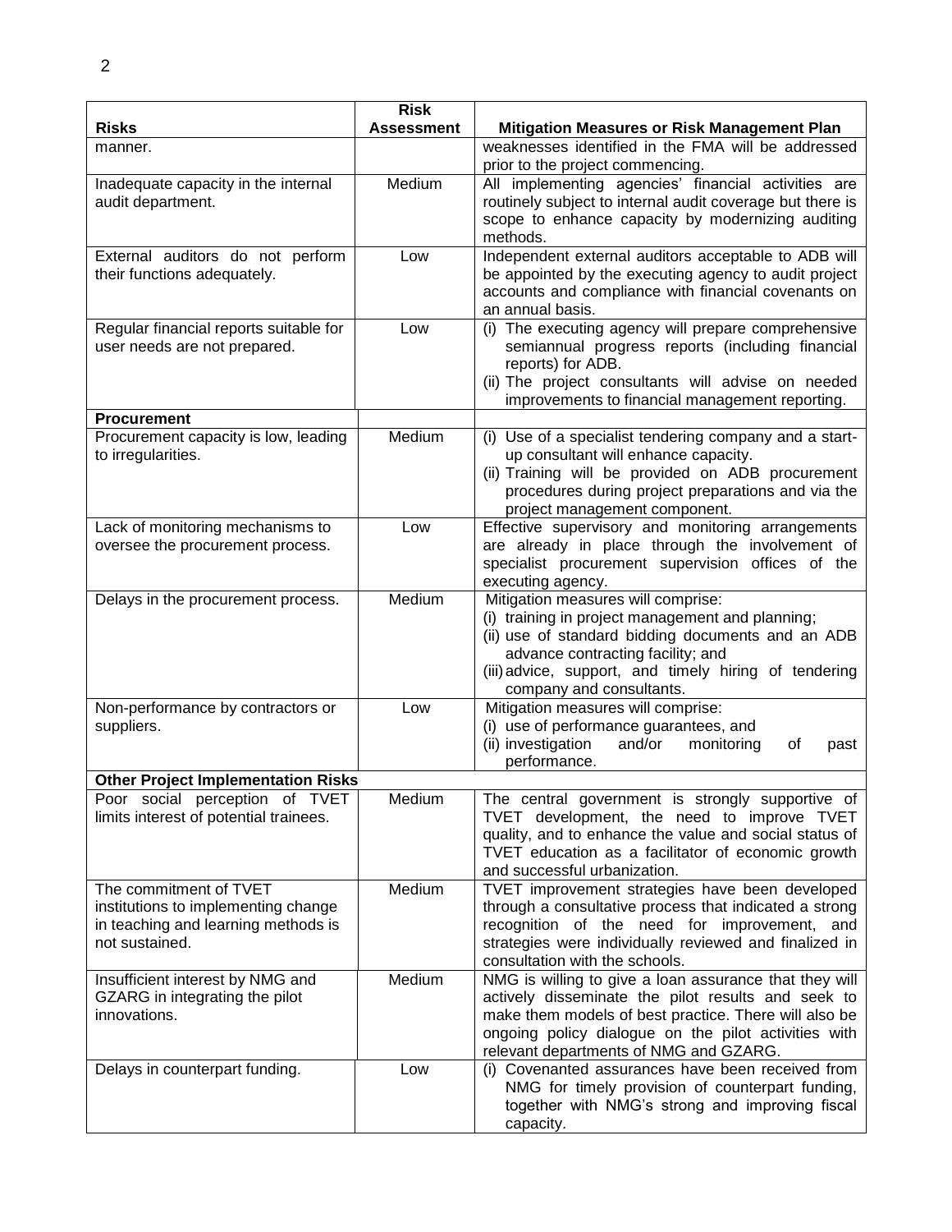| Risks | Risk Assessment | Mitigation Measures or Risk Management Plan |
|---|---|---|
| manner. | | weaknesses identified in the FMA will be addressed prior to the project commencing. |
| Inadequate capacity in the internal audit department. | Medium | All implementing agencies' financial activities are routinely subject to internal audit coverage but there is scope to enhance capacity by modernizing auditing methods. |
| External auditors do not perform their functions adequately. | Low | Independent external auditors acceptable to ADB will be appointed by the executing agency to audit project accounts and compliance with financial covenants on an annual basis. |
| Regular financial reports suitable for user needs are not prepared. | Low | (i) The executing agency will prepare comprehensive semiannual progress reports (including financial reports) for ADB.<br>(ii) The project consultants will advise on needed improvements to financial management reporting. |
| **Procurement** | | |
| Procurement capacity is low, leading to irregularities. | Medium | (i) Use of a specialist tendering company and a start-up consultant will enhance capacity.<br>(ii) Training will be provided on ADB procurement procedures during project preparations and via the project management component. |
| Lack of monitoring mechanisms to oversee the procurement process. | Low | Effective supervisory and monitoring arrangements are already in place through the involvement of specialist procurement supervision offices of the executing agency. |
| Delays in the procurement process. | Medium | Mitigation measures will comprise:<br>(i) training in project management and planning;<br>(ii) use of standard bidding documents and an ADB advance contracting facility; and<br>(iii) advice, support, and timely hiring of tendering company and consultants. |
| Non-performance by contractors or suppliers. | Low | Mitigation measures will comprise:<br>(i) use of performance guarantees, and<br>(ii) investigation and/or monitoring of past performance. |
| **Other Project Implementation Risks** | | |
| Poor social perception of TVET limits interest of potential trainees. | Medium | The central government is strongly supportive of TVET development, the need to improve TVET quality, and to enhance the value and social status of TVET education as a facilitator of economic growth and successful urbanization. |
| The commitment of TVET institutions to implementing change in teaching and learning methods is not sustained. | Medium | TVET improvement strategies have been developed through a consultative process that indicated a strong recognition of the need for improvement, and strategies were individually reviewed and finalized in consultation with the schools. |
| Insufficient interest by NMG and GZARG in integrating the pilot innovations. | Medium | NMG is willing to give a loan assurance that they will actively disseminate the pilot results and seek to make them models of best practice. There will also be ongoing policy dialogue on the pilot activities with relevant departments of NMG and GZARG. |
| Delays in counterpart funding. | Low | (i) Covenanted assurances have been received from NMG for timely provision of counterpart funding, together with NMG's strong and improving fiscal capacity. |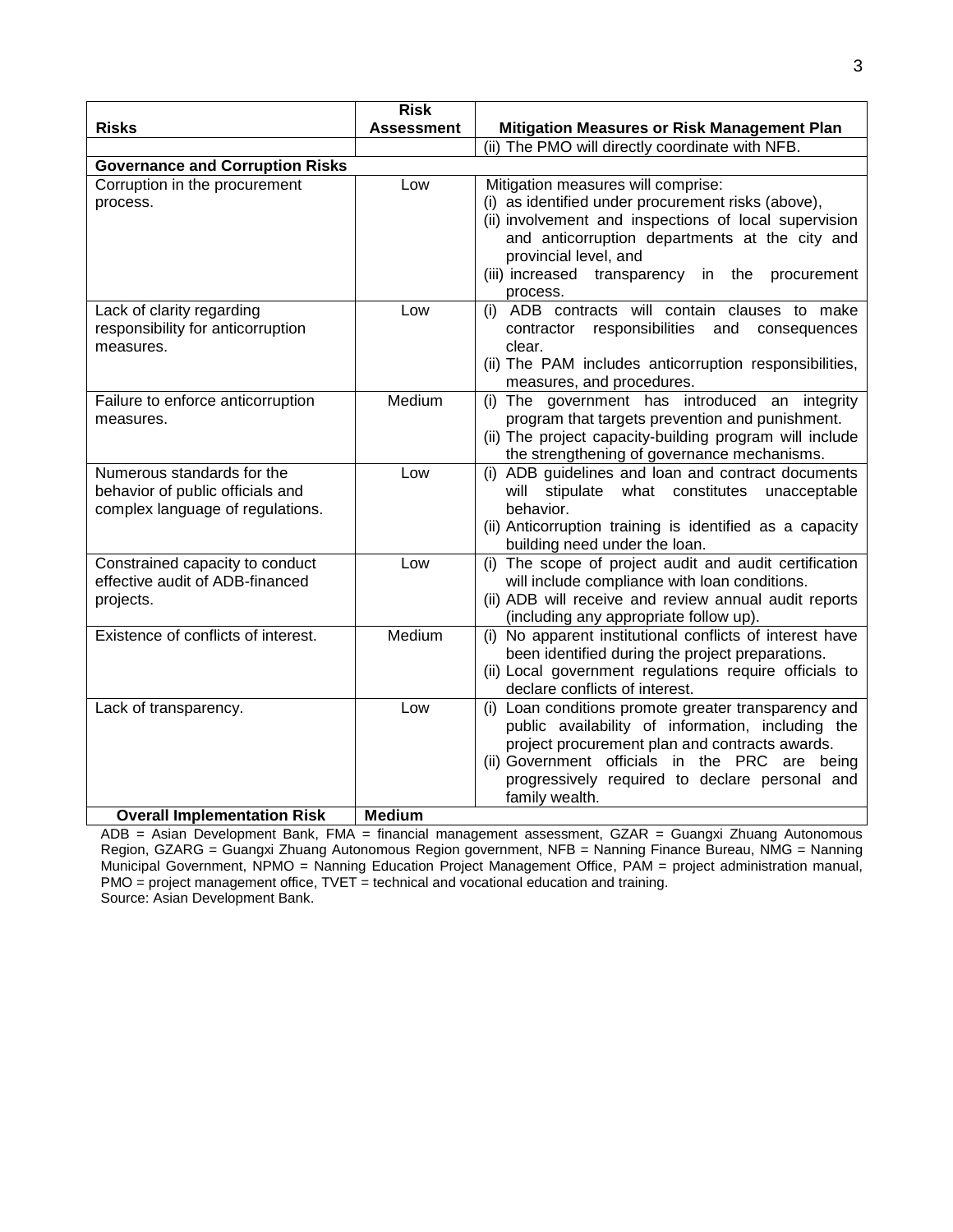| Risks | Risk Assessment | Mitigation Measures or Risk Management Plan |
|---|---|---|
| | | (ii) The PMO will directly coordinate with NFB. |
| **Governance and Corruption Risks** | | |
| Corruption in the procurement process. | Low | Mitigation measures will comprise: (i) as identified under procurement risks (above), (ii) involvement and inspections of local supervision and anticorruption departments at the city and provincial level, and (iii) increased transparency in the procurement process. |
| Lack of clarity regarding responsibility for anticorruption measures. | Low | (i) ADB contracts will contain clauses to make contractor responsibilities and consequences clear. (ii) The PAM includes anticorruption responsibilities, measures, and procedures. |
| Failure to enforce anticorruption measures. | Medium | (i) The government has introduced an integrity program that targets prevention and punishment. (ii) The project capacity-building program will include the strengthening of governance mechanisms. |
| Numerous standards for the behavior of public officials and complex language of regulations. | Low | (i) ADB guidelines and loan and contract documents will stipulate what constitutes unacceptable behavior. (ii) Anticorruption training is identified as a capacity building need under the loan. |
| Constrained capacity to conduct effective audit of ADB-financed projects. | Low | (i) The scope of project audit and audit certification will include compliance with loan conditions. (ii) ADB will receive and review annual audit reports (including any appropriate follow up). |
| Existence of conflicts of interest. | Medium | (i) No apparent institutional conflicts of interest have been identified during the project preparations. (ii) Local government regulations require officials to declare conflicts of interest. |
| Lack of transparency. | Low | (i) Loan conditions promote greater transparency and public availability of information, including the project procurement plan and contracts awards. (ii) Government officials in the PRC are being progressively required to declare personal and family wealth. |
| **Overall Implementation Risk** | **Medium** | |

ADB = Asian Development Bank, FMA = financial management assessment, GZAR = Guangxi Zhuang Autonomous Region, GZARG = Guangxi Zhuang Autonomous Region government, NFB = Nanning Finance Bureau, NMG = Nanning Municipal Government, NPMO = Nanning Education Project Management Office, PAM = project administration manual, PMO = project management office, TVET = technical and vocational education and training.
Source: Asian Development Bank.